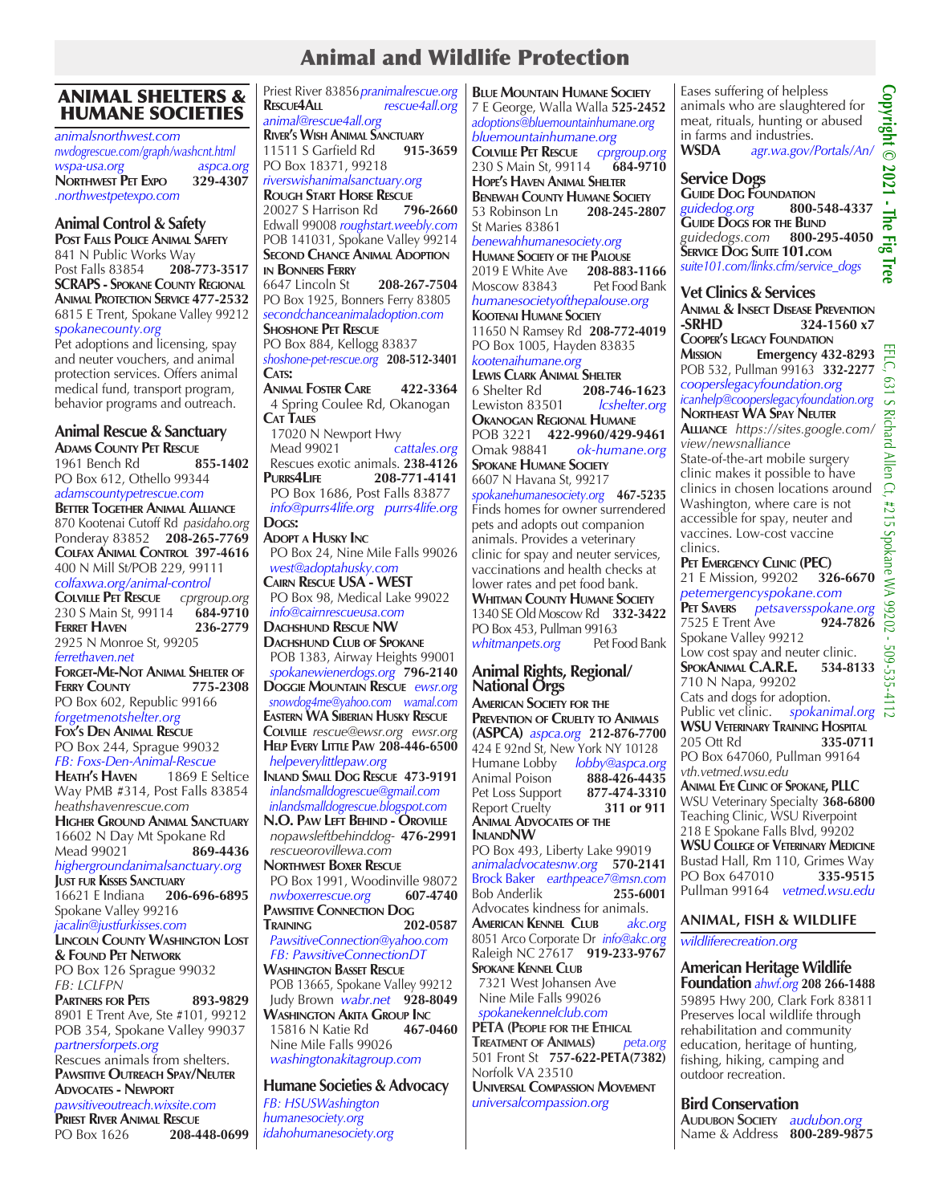# Animal and Wildlife Protection

## ANIMAL SHELTERS & HUMANE SOCIETIES

*animalsnorthwest.com*
*nwdogrescue.com/graph/washcnt.html*
*wspa-usa.org* *aspca.org*
**Northwest Pet Expo** **329-4307**
*.northwestpetexpo.com*

### Animal Control & Safety

**Post Falls Police Animal Safety**
841 N Public Works Way
Post Falls 83854 **208-773-3517**
**SCRAPS - Spokane County Regional Animal Protection Service** **477-2532**
6815 E Trent, Spokane Valley 99212
*spokanecounty.org*
Pet adoptions and licensing, spay and neuter vouchers, and animal protection services. Offers animal medical fund, transport program, behavior programs and outreach.

### Animal Rescue & Sanctuary

**Adams County Pet Rescue**
1961 Bench Rd **855-1402**
PO Box 612, Othello 99344
*adamscountypetrescue.com*
**Better Together Animal Alliance**
870 Kootenai Cutoff Rd *pasidaho.org*
Ponderay 83852 **208-265-7769**
**Colfax Animal Control** **397-4616**
400 N Mill St/POB 229, 99111
*colfaxwa.org/animal-control*
**Colville Pet Rescue** *cprgroup.org*
230 S Main St, 99114 **684-9710**
**Ferret Haven** **236-2779**
2925 N Monroe St, 99205
*ferrethaven.net*
**Forget-Me-Not Animal Shelter of Ferry County** **775-2308**
PO Box 602, Republic 99166
*forgetmenotshelter.org*
**Fox's Den Animal Rescue**
PO Box 244, Sprague 99032
*FB: Foxs-Den-Animal-Rescue*
**Heath's Haven** 1869 E Seltice Way PMB #314, Post Falls 83854
*heathshavenrescue.com*
**Higher Ground Animal Sanctuary**
16602 N Day Mt Spokane Rd
Mead 99021 **869-4436**
*highergroundanimalsanctuary.org*
**Just fur Kisses Sanctuary**
16621 E Indiana **206-696-6895**
Spokane Valley 99216
*jacalin@justfurkisses.com*
**Lincoln County Washington Lost & Found Pet Network**
PO Box 126 Sprague 99032
*FB: LCLFPN*
**Partners for Pets** **893-9829**
8901 E Trent Ave, Ste #101, 99212
POB 354, Spokane Valley 99037
*partnersforpets.org*
Rescues animals from shelters.
**Pawsitive Outreach Spay/Neuter Advocates - Newport**
*pawsitiveoutreach.wixsite.com*
**Priest River Animal Rescue**
PO Box 1626 **208-448-0699**
Priest River 83856 *pranimalrescue.org*
**Rescue4All** *rescue4all.org*
*animal@rescue4all.org*
**River's Wish Animal Sanctuary**
11511 S Garfield Rd **915-3659**
PO Box 18371, 99218
*riverswishanimalsanctuary.org*
**Rough Start Horse Rescue**
20027 S Harrison Rd **796-2660**
Edwall 99008 *roughstart.weebly.com*
POB 141031, Spokane Valley 99214
**Second Chance Animal Adoption in Bonners Ferry**
6647 Lincoln St **208-267-7504**
PO Box 1925, Bonners Ferry 83805
*secondchanceanimaladoption.com*
**Shoshone Pet Rescue**
PO Box 884, Kellogg 83837
*shoshone-pet-rescue.org* **208-512-3401**

**Cats:**
**Animal Foster Care** **422-3364**
4 Spring Coulee Rd, Okanogan
**Cat Tales**
17020 N Newport Hwy
Mead 99021 *cattales.org*
Rescues exotic animals. **238-4126**
**Purrs4Life** **208-771-4141**
PO Box 1686, Post Falls 83877
*info@purrs4life.org* *purrs4life.org*

**Dogs:**
**Adopt a Husky Inc**
PO Box 24, Nine Mile Falls 99026
*west@adoptahusky.com*
**Cairn Rescue USA - WEST**
PO Box 98, Medical Lake 99022
*info@cairnrescueusa.com*
**Dachshund Rescue NW**
**Dachshund Club of Spokane**
POB 1383, Airway Heights 99001
*spokanewienerdogs.org* **796-2140**
**Doggie Mountain Rescue** *ewsr.org*
*snowdog4me@yahoo.com* *wamal.com*
**Eastern WA Siberian Husky Rescue**
**Colville** *rescue@ewsr.org* *ewsr.org*
**Help Every Little Paw** **208-446-6500**
*helpeverylittlepaw.org*
**Inland Small Dog Rescue** **473-9191**
*inlandsmalldogrescue@gmail.com*
*inlandsmalldogrescue.blogspot.com*
**N.O. Paw Left Behind - Oroville**
*nopawsleftbehinddog-* **476-2991**
*rescueorovillewa.com*
**Northwest Boxer Rescue**
PO Box 1991, Woodinville 98072
*nwboxerrescue.org* **607-4740**
**Pawsitive Connection Dog Training** **202-0587**
*PawsitiveConnection@yahoo.com*
*FB: PawsitiveConnectionDT*
**Washington Basset Rescue**
POB 13665, Spokane Valley 99212
Judy Brown *wabr.net* **928-8049**
**Washington Akita Group Inc**
15816 N Katie Rd **467-0460**
Nine Mile Falls 99026
*washingtonakitagroup.com*

### Humane Societies & Advocacy

*FB: HSUSWashington*
*humanesociety.org*
*idahohumanesociety.org*
**Blue Mountain Humane Society**
7 E George, Walla Walla **525-2452**
*adoptions@bluemountainhumane.org*
*bluemountainhumane.org*
**Colville Pet Rescue** *cprgroup.org*
230 S Main St, 99114 **684-9710**
**Hope's Haven Animal Shelter**
**Benewah County Humane Society**
53 Robinson Ln **208-245-2807**
St Maries 83861
*benewahhumanesociety.org*
**Humane Society of the Palouse**
2019 E White Ave **208-883-1166**
Moscow 83843 Pet Food Bank
*humanesocietyofthepalouse.org*
**Kootenai Humane Society**
11650 N Ramsey Rd **208-772-4019**
PO Box 1005, Hayden 83835
*kootenaihumane.org*
**Lewis Clark Animal Shelter**
6 Shelter Rd **208-746-1623**
Lewiston 83501 *lcshelter.org*
**Okanogan Regional Humane**
POB 3221 **422-9960/429-9461**
Omak 98841 *ok-humane.org*
**Spokane Humane Society**
6607 N Havana St, 99217
*spokanehumanesociety.org* **467-5235**
Finds homes for owner surrendered pets and adopts out companion animals. Provides a veterinary clinic for spay and neuter services, vaccinations and health checks at lower rates and pet food bank.
**Whitman County Humane Society**
1340 SE Old Moscow Rd **332-3422**
PO Box 453, Pullman 99163
*whitmanpets.org* Pet Food Bank

### Animal Rights, Regional/National Orgs

**American Society for the Prevention of Cruelty to Animals (ASPCA)** *aspca.org* **212-876-7700**
424 E 92nd St, New York NY 10128
Humane Lobby *lobby@aspca.org*
Animal Poison **888-426-4435**
Pet Loss Support **877-474-3310**
Report Cruelty **311 or 911**
**Animal Advocates of the InlandNW**
PO Box 493, Liberty Lake 99019
*animaladvocatesnw.org* **570-2141**
Brock Baker *earthpeace7@msn.com*
Bob Anderlik **255-6001**
Advocates kindness for animals.
**American Kennel Club** *akc.org*
8051 Arco Corporate Dr *info@akc.org*
Raleigh NC 27617 **919-233-9767**
**Spokane Kennel Club**
7321 West Johansen Ave
Nine Mile Falls 99026
*spokanekennelclub.com*
**PETA (People for the Ethical Treatment of Animals)** *peta.org*
501 Front St **757-622-PETA(7382)**
Norfolk VA 23510
**Universal Compassion Movement**
*universalcompassion.org*

Eases suffering of helpless animals who are slaughtered for meat, rituals, hunting or abused in farms and industries.
**WSDA** *agr.wa.gov/Portals/An/*

### Service Dogs

**Guide Dog Foundation**
*guidedog.org* **800-548-4337**
**Guide Dogs for the Blind**
*guidedogs.com* **800-295-4050**
**Service Dog Suite 101.com**
*suite101.com/links.cfm/service_dogs*

### Vet Clinics & Services

**Animal & Insect Disease Prevention -SRHD** **324-1560 x7**
**Cooper's Legacy Foundation**
**Mission** Emergency **432-8293**
POB 532, Pullman 99163 **332-2277**
*cooperslegacyfoundation.org*
*icanhelp@cooperslegacyfoundation.org*
**Northeast WA Spay Neuter Alliance** *https://sites.google.com/view/newsnalliance*
State-of-the-art mobile surgery clinic makes it possible to have clinics in chosen locations around Washington, where care is not accessible for spay, neuter and vaccines. Low-cost vaccine clinics.
**Pet Emergency Clinic (PEC)**
21 E Mission, 99202 **326-6670**
*petemergencyspokane.com*
**Pet Savers** *petsaversspokane.org*
7525 E Trent Ave **924-7826**
Spokane Valley 99212
Low cost spay and neuter clinic.
**SpokAnimal C.A.R.E.** **534-8133**
710 N Napa, 99202
Cats and dogs for adoption.
Public vet clinic. *spokanimal.org*
**WSU Veterinary Training Hospital**
205 Ott Rd **335-0711**
PO Box 647060, Pullman 99164
*vth.vetmed.wsu.edu*
**Animal Eye Clinic of Spokane, PLLC**
WSU Veterinary Specialty **368-6800**
Teaching Clinic, WSU Riverpoint
218 E Spokane Falls Blvd, 99202
**WSU College of Veterinary Medicine**
Bustad Hall, Rm 110, Grimes Way
PO Box 647010 **335-9515**
Pullman 99164 *vetmed.wsu.edu*

## ANIMAL, FISH & WILDLIFE

*wildliferecreation.org*

### American Heritage Wildlife Foundation *ahwf.org* 208 266-1488

59895 Hwy 200, Clark Fork 83811
Preserves local wildlife through rehabilitation and community education, heritage of hunting, fishing, hiking, camping and outdoor recreation.

### Bird Conservation

**Audubon Society** *audubon.org*
Name & Address **800-289-9875**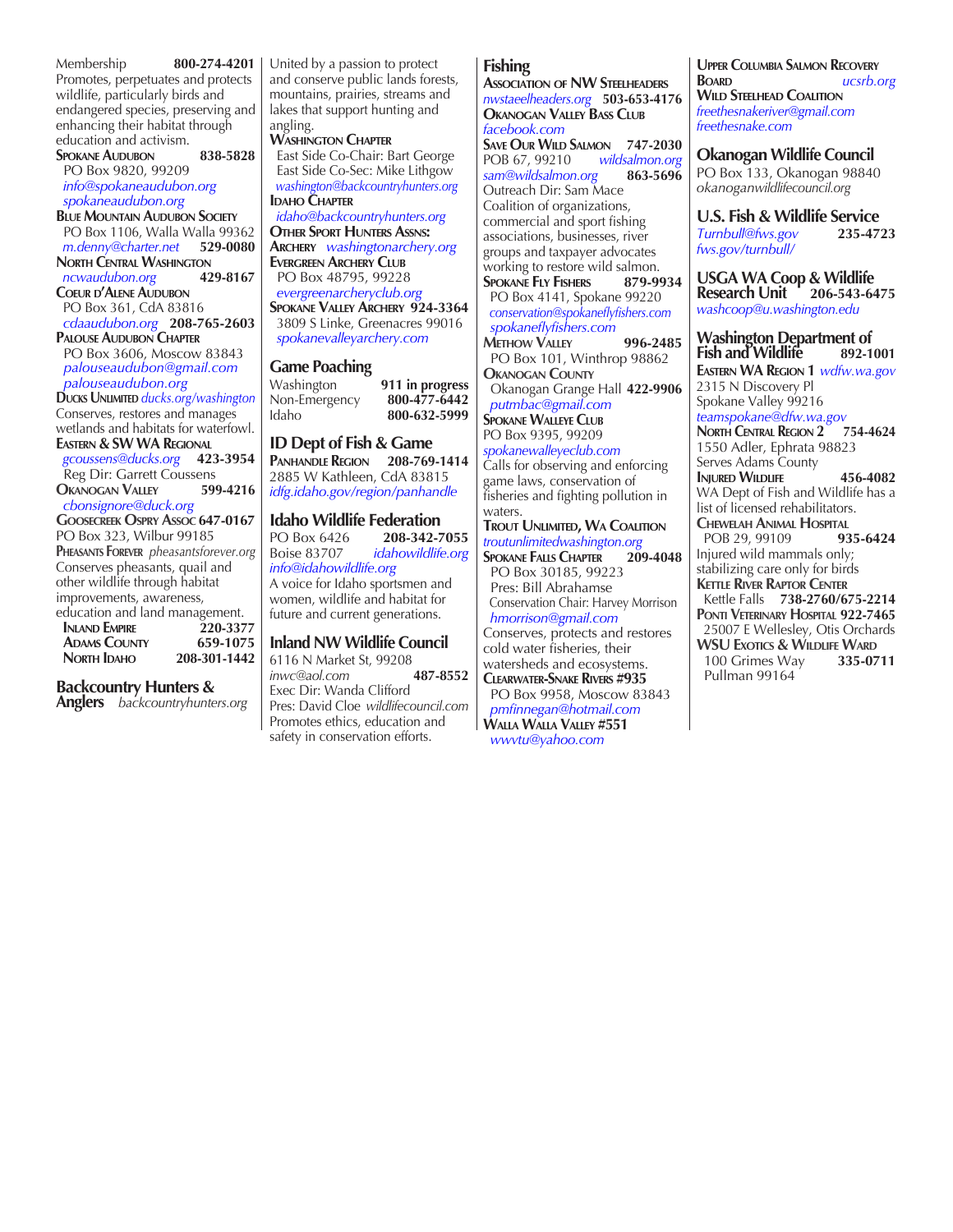Membership **800-274-4201**
Promotes, perpetuates and protects wildlife, particularly birds and endangered species, preserving and enhancing their habitat through education and activism.

**Spokane Audubon** **838-5828**
PO Box 9820, 99209
info@spokaneaudubon.org
spokaneaudubon.org

**Blue Mountain Audubon Society**
PO Box 1106, Walla Walla 99362
m.denny@charter.net **529-0080**

**North Central Washington**
ncwaudubon.org **429-8167**

**Coeur d'Alene Audubon**
PO Box 361, CdA 83816
cdaaudubon.org **208-765-2603**

**Palouse Audubon Chapter**
PO Box 3606, Moscow 83843
palouseaudubon@gmail.com
palouseaudubon.org

**Ducks Unlimited** *ducks.org/washington*
Conserves, restores and manages wetlands and habitats for waterfowl.

**Eastern & SW WA Regional**
gcoussens@ducks.org **423-3954**
Reg Dir: Garrett Coussens

**Okanogan Valley** **599-4216**
cbonsignore@duck.org

**Goosecreek Ospry Assoc 647-0167**
PO Box 323, Wilbur 99185

**Pheasants Forever** *pheasantsforever.org*
Conserves pheasants, quail and other wildlife through habitat improvements, awareness, education and land management.

| | |
|---|---|
| **Inland Empire** | **220-3377** |
| **Adams County** | **659-1075** |
| **North Idaho** | **208-301-1442** |

## Backcountry Hunters & Anglers

*backcountryhunters.org*

United by a passion to protect and conserve public lands forests, mountains, prairies, streams and lakes that support hunting and angling.

**Washington Chapter**
East Side Co-Chair: Bart George
East Side Co-Sec: Mike Lithgow
washington@backcountryhunters.org

**Idaho Chapter**
idaho@backcountryhunters.org

**Other Sport Hunters Assns:**

**Archery** washingtonarchery.org

**Evergreen Archery Club**
PO Box 48795, 99228
evergreenarcheryclub.org

**Spokane Valley Archery 924-3364**
3809 S Linke, Greenacres 99016
spokanevalleyarchery.com

## Game Poaching

| | |
|---|---|
| Washington | **911 in progress** |
| Non-Emergency | **800-477-6442** |
| Idaho | **800-632-5999** |

## ID Dept of Fish & Game

**Panhandle Region** **208-769-1414**
2885 W Kathleen, CdA 83815
idfg.idaho.gov/region/panhandle

## Idaho Wildlife Federation

PO Box 6426 **208-342-7055**
Boise 83707 idahowildlife.org
info@idahowildlife.org
A voice for Idaho sportsmen and women, wildlife and habitat for future and current generations.

## Inland NW Wildlife Council

6116 N Market St, 99208
*inwc@aol.com* **487-8552**
Exec Dir: Wanda Clifford
Pres: David Cloe *wildlifecouncil.com*
Promotes ethics, education and safety in conservation efforts.

## Fishing

**Association of NW Steelheaders**
nwstaeelheaders.org **503-653-4176**

**Okanogan Valley Bass Club**
facebook.com

**Save Our Wild Salmon** **747-2030**
POB 67, 99210 wildsalmon.org
sam@wildsalmon.org **863-5696**
Outreach Dir: Sam Mace
Coalition of organizations, commercial and sport fishing associations, businesses, river groups and taxpayer advocates working to restore wild salmon.

**Spokane Fly Fishers** **879-9934**
PO Box 4141, Spokane 99220
conservation@spokaneflyfishers.com
spokaneflyfishers.com

**Methow Valley** **996-2485**
PO Box 101, Winthrop 98862

**Okanogan County**
Okanogan Grange Hall **422-9906**
putmbac@gmail.com

**Spokane Walleye Club**
PO Box 9395, 99209
spokanewalleyeclub.com
Calls for observing and enforcing game laws, conservation of fisheries and fighting pollution in waters.

**Trout Unlimited, Wa Coalition**
troutunlimitedwashington.org

**Spokane Falls Chapter** **209-4048**
PO Box 30185, 99223
Pres: Bill Abrahamse
Conservation Chair: Harvey Morrison
hmorrison@gmail.com
Conserves, protects and restores cold water fisheries, their watersheds and ecosystems.

**Clearwater-Snake Rivers #935**
PO Box 9958, Moscow 83843
pmfinnegan@hotmail.com

**Walla Walla Valley #551**
wwvtu@yahoo.com

**Upper Columbia Salmon Recovery Board** ucsrb.org

**Wild Steelhead Coalition**
freethesnakeriver@gmail.com
freethesnake.com

## Okanogan Wildlife Council

PO Box 133, Okanogan 98840
*okanoganwildlifecouncil.org*

## U.S. Fish & Wildlife Service

Turnbull@fws.gov **235-4723**
fws.gov/turnbull/

## USGA WA Coop & Wildlife Research Unit

**206-543-6475**
washcoop@u.washington.edu

## Washington Department of Fish and Wildlife

**892-1001**

**Eastern WA Region 1** wdfw.wa.gov
2315 N Discovery Pl
Spokane Valley 99216
teamspokane@dfw.wa.gov

**North Central Region 2** **754-4624**
1550 Adler, Ephrata 98823
Serves Adams County

**Injured Wildlife** **456-4082**
WA Dept of Fish and Wildlife has a list of licensed rehabilitators.

**Chewelah Animal Hospital**
POB 29, 99109 **935-6424**
Injured wild mammals only; stabilizing care only for birds

**Kettle River Raptor Center**
Kettle Falls **738-2760/675-2214**

**Ponti Veterinary Hospital 922-7465**
25007 E Wellesley, Otis Orchards

**WSU Exotics & Wildlife Ward**
100 Grimes Way **335-0711**
Pullman 99164